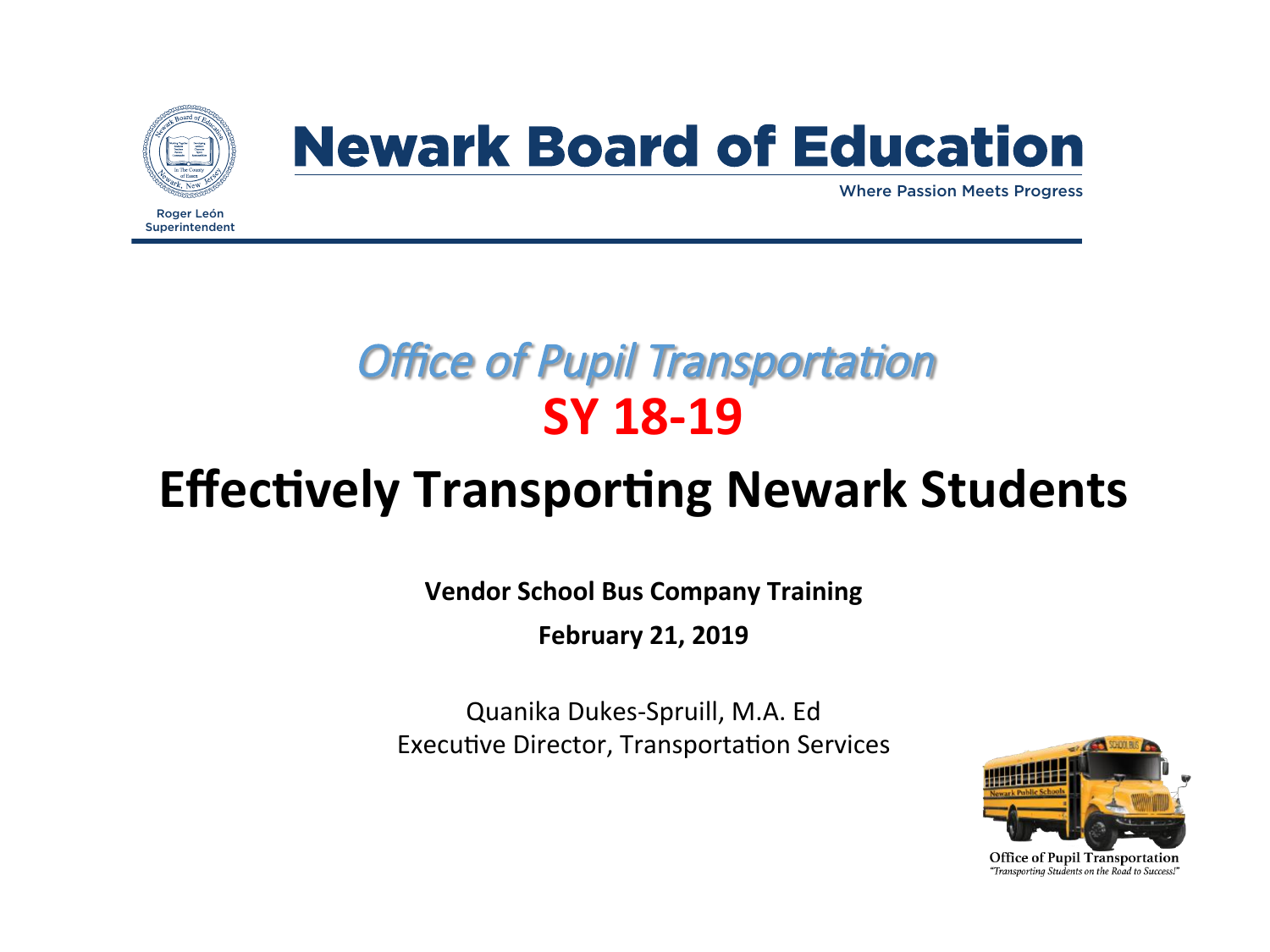# Newark Board of Education

Where Passion Meets Progress

Roger León
Superintendent

## *Office of Pupil Transportation*

## SY 18-19

# Effectively Transporting Newark Students

**Vendor School Bus Company Training**

**February 21, 2019**

Quanika Dukes-Spruill, M.A. Ed
Executive Director, Transportation Services

Office of Pupil Transportation
*"Transporting Students on the Road to Success!"*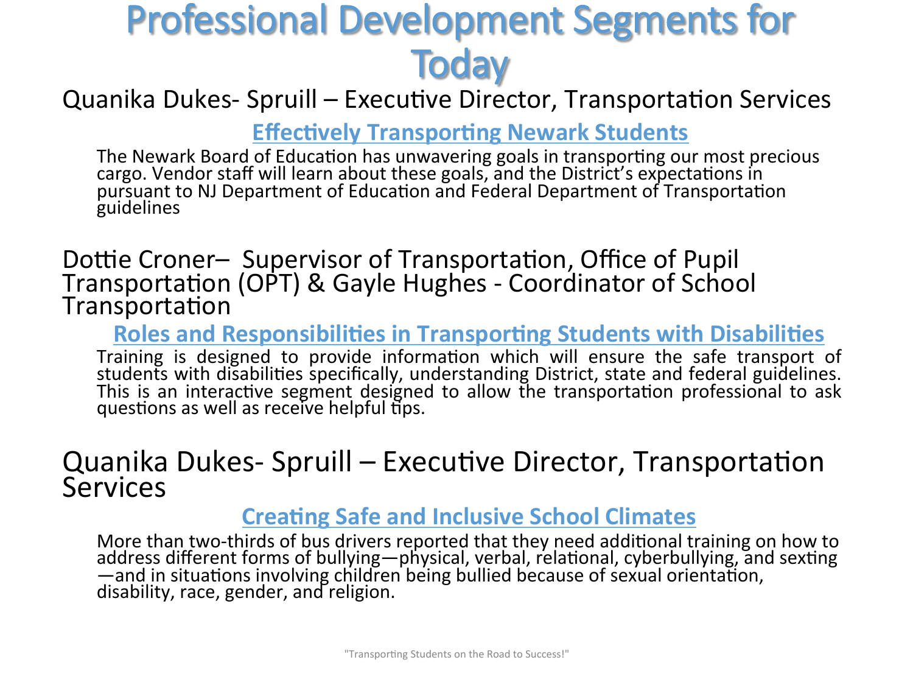# Professional Development Segments for Today

Quanika Dukes- Spruill – Executive Director, Transportation Services

### Effectively Transporting Newark Students

The Newark Board of Education has unwavering goals in transporting our most precious cargo. Vendor staff will learn about these goals, and the District's expectations in pursuant to NJ Department of Education and Federal Department of Transportation guidelines

Dottie Croner– Supervisor of Transportation, Office of Pupil Transportation (OPT) & Gayle Hughes - Coordinator of School Transportation

### Roles and Responsibilities in Transporting Students with Disabilities

Training is designed to provide information which will ensure the safe transport of students with disabilities specifically, understanding District, state and federal guidelines. This is an interactive segment designed to allow the transportation professional to ask questions as well as receive helpful tips.

Quanika Dukes- Spruill – Executive Director, Transportation Services

### Creating Safe and Inclusive School Climates

More than two-thirds of bus drivers reported that they need additional training on how to address different forms of bullying—physical, verbal, relational, cyberbullying, and sexting—and in situations involving children being bullied because of sexual orientation, disability, race, gender, and religion.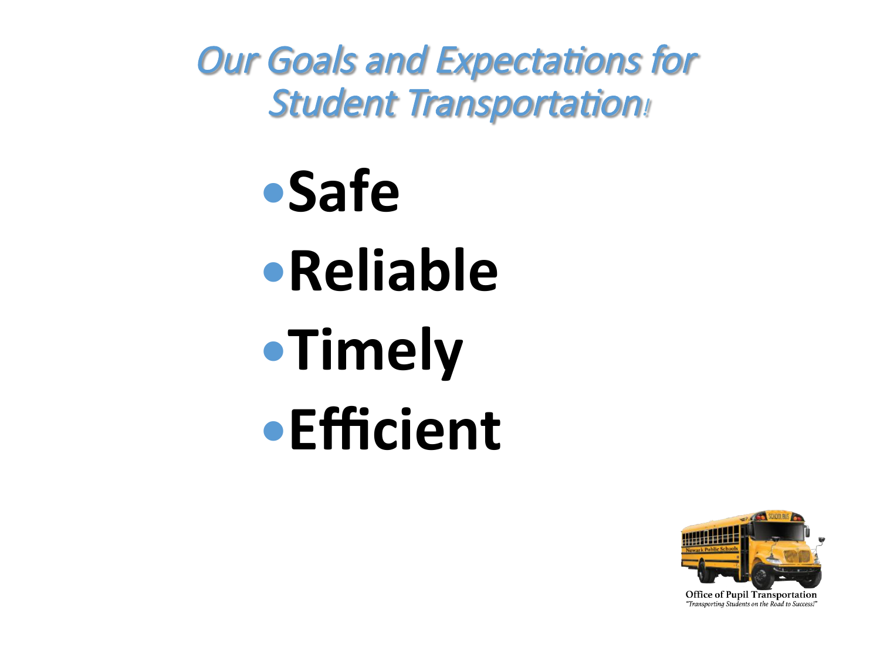# *Our Goals and Expectations for Student Transportation!*

- **Safe**
- **Reliable**
- **Timely**
- **Efficient**

Office of Pupil Transportation
*"Transporting Students on the Road to Success!"*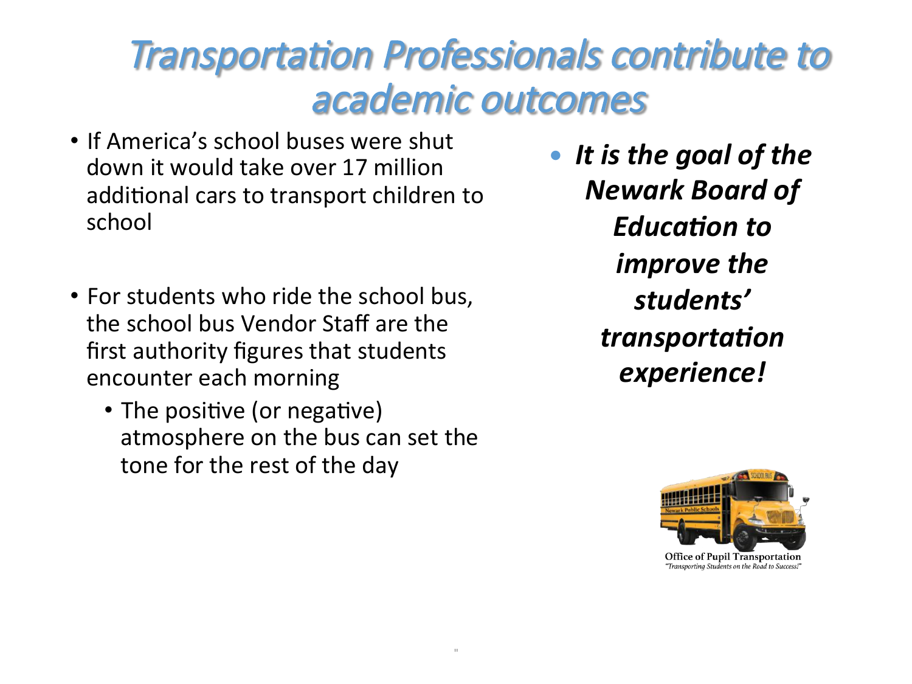# *Transportation Professionals contribute to academic outcomes*

- If America's school buses were shut down it would take over 17 million additional cars to transport children to school
- For students who ride the school bus, the school bus Vendor Staff are the first authority figures that students encounter each morning
  - The positive (or negative) atmosphere on the bus can set the tone for the rest of the day

- ***It is the goal of the Newark Board of Education to improve the students' transportation experience!***

Office of Pupil Transportation
*"Transporting Students on the Road to Success!"*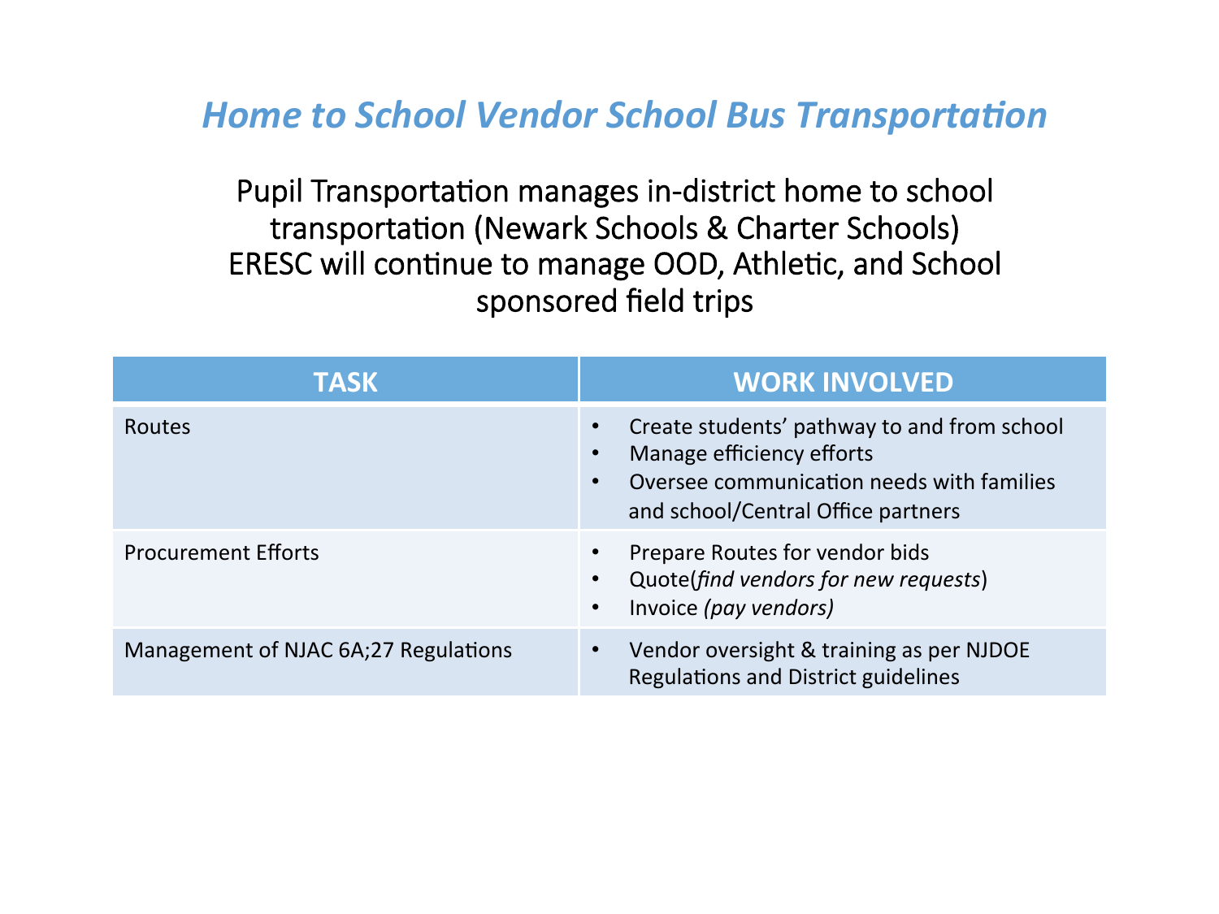# *Home to School Vendor School Bus Transportation*

Pupil Transportation manages in-district home to school transportation (Newark Schools & Charter Schools)
ERESC will continue to manage OOD, Athletic, and School sponsored field trips

| TASK | WORK INVOLVED |
|---|---|
| Routes | • Create students' pathway to and from school<br>• Manage efficiency efforts<br>• Oversee communication needs with families and school/Central Office partners |
| Procurement Efforts | • Prepare Routes for vendor bids<br>• Quote(*find vendors for new requests*)<br>• Invoice *(pay vendors)* |
| Management of NJAC 6A;27 Regulations | • Vendor oversight & training as per NJDOE Regulations and District guidelines |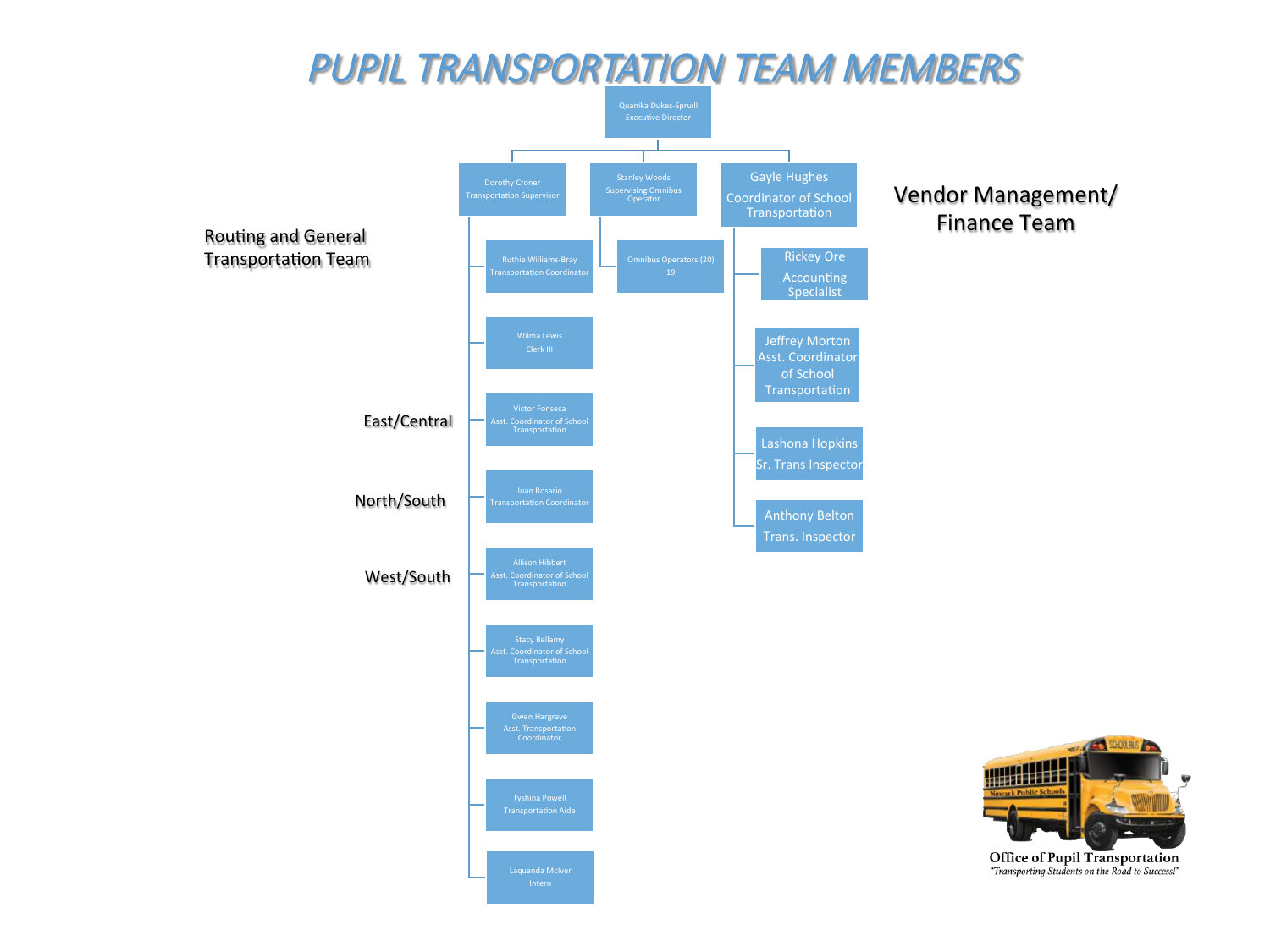# PUPIL TRANSPORTATION TEAM MEMBERS

**Quanika Dukes-Spruill**
Executive Director

## Routing and General Transportation Team

- **Dorothy Croner** — Transportation Supervisor
  - Ruthie Williams-Bray — Transportation Coordinator
  - Wilma Lewis — Clerk III
  - Victor Fonseca — Asst. Coordinator of School Transportation (East/Central)
  - Juan Rosario — Transportation Coordinator (North/South)
  - Allison Hibbert — Asst. Coordinator of School Transportation (West/South)
  - Stacy Bellamy — Asst. Coordinator of School Transportation
  - Gwen Hargrave — Asst. Transportation Coordinator
  - Tyshina Powell — Transportation Aide
  - Laquanda McIver — Intern

- **Stanley Woods** — Supervising Omnibus Operator
  - Omnibus Operators (20) 19

## Vendor Management/ Finance Team

- **Gayle Hughes** — Coordinator of School Transportation
  - Rickey Ore — Accounting Specialist
  - Jeffrey Morton — Asst. Coordinator of School Transportation
  - Lashona Hopkins — Sr. Trans Inspector
  - Anthony Belton — Trans. Inspector

**Office of Pupil Transportation**
*"Transporting Students on the Road to Success!"*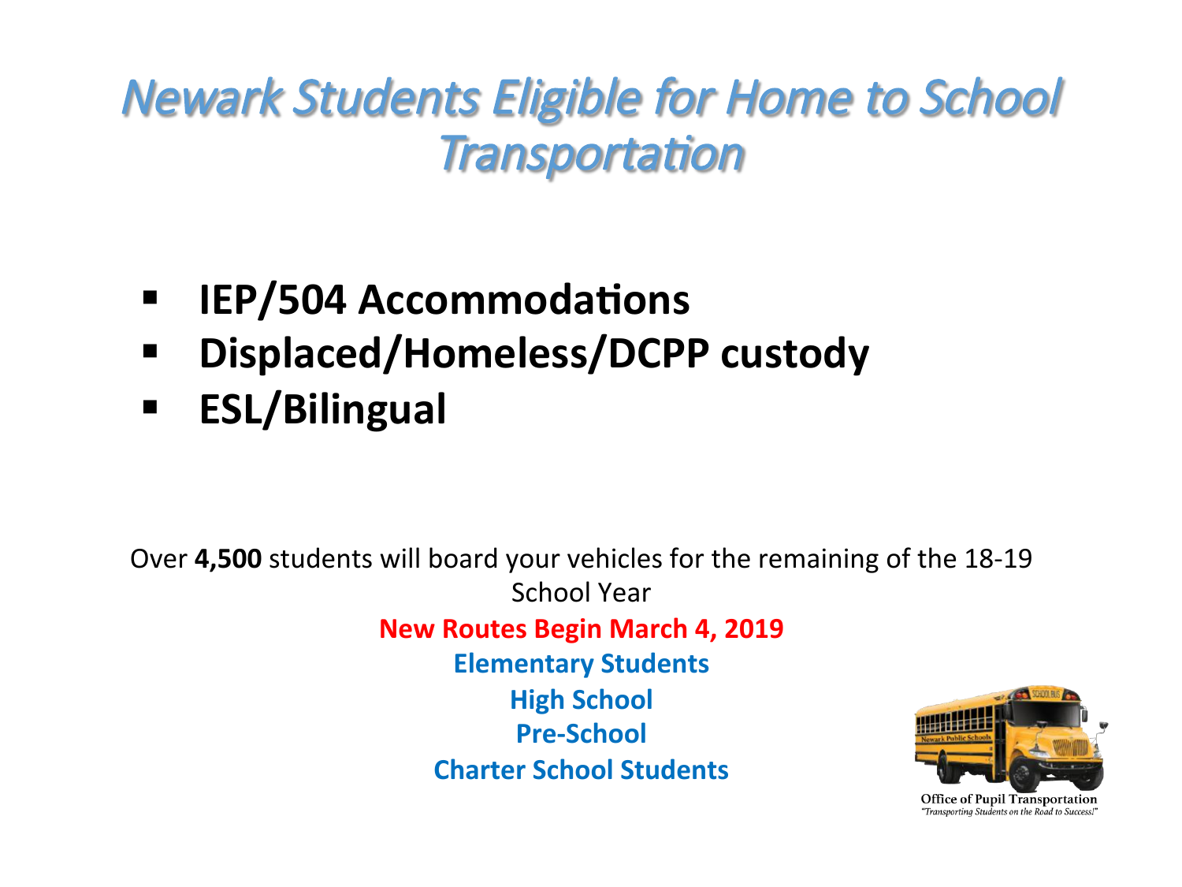# *Newark Students Eligible for Home to School Transportation*

- **IEP/504 Accommodations**
- **Displaced/Homeless/DCPP custody**
- **ESL/Bilingual**

Over **4,500** students will board your vehicles for the remaining of the 18-19 School Year

**New Routes Begin March 4, 2019**

**Elementary Students**

**High School**

**Pre-School**

**Charter School Students**

Office of Pupil Transportation

*"Transporting Students on the Road to Success!"*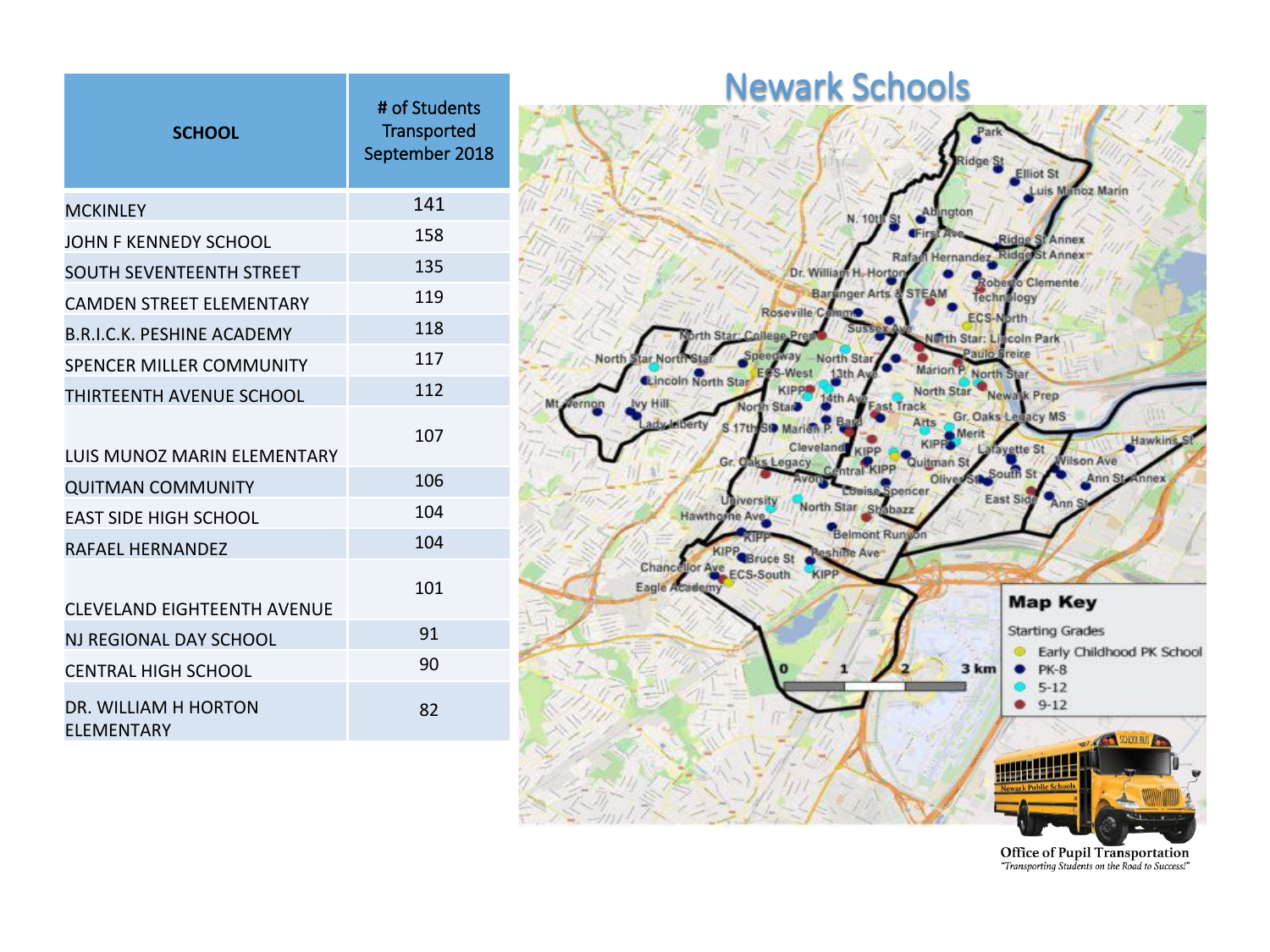| SCHOOL | # of Students Transported September 2018 |
|---|---|
| MCKINLEY | 141 |
| JOHN F KENNEDY SCHOOL | 158 |
| SOUTH SEVENTEENTH STREET | 135 |
| CAMDEN STREET ELEMENTARY | 119 |
| B.R.I.C.K. PESHINE ACADEMY | 118 |
| SPENCER MILLER COMMUNITY | 117 |
| THIRTEENTH AVENUE SCHOOL | 112 |
| LUIS MUNOZ MARIN ELEMENTARY | 107 |
| QUITMAN COMMUNITY | 106 |
| EAST SIDE HIGH SCHOOL | 104 |
| RAFAEL HERNANDEZ | 104 |
| CLEVELAND EIGHTEENTH AVENUE | 101 |
| NJ REGIONAL DAY SCHOOL | 91 |
| CENTRAL HIGH SCHOOL | 90 |
| DR. WILLIAM H HORTON ELEMENTARY | 82 |

# Newark Schools

**Map Key**

Starting Grades
- Early Childhood PK School
- PK-8
- 5-12
- 9-12

Office of Pupil Transportation
*"Transporting Students on the Road to Success!"*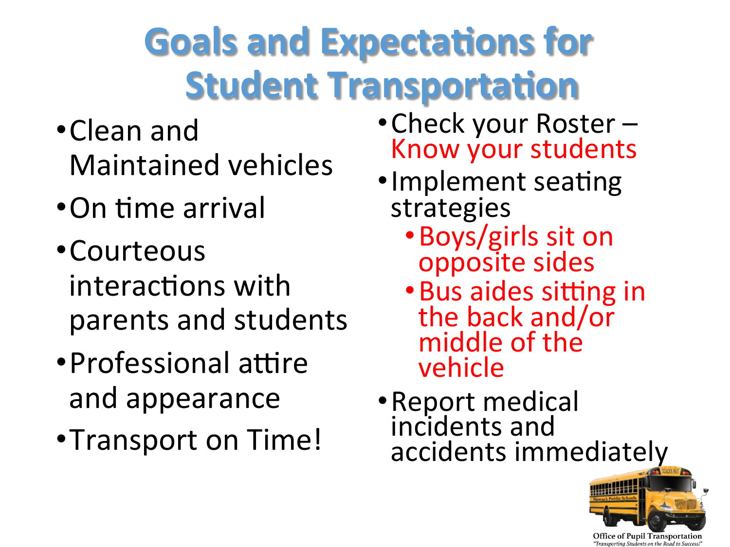# Goals and Expectations for Student Transportation

- Clean and Maintained vehicles
- On time arrival
- Courteous interactions with parents and students
- Professional attire and appearance
- Transport on Time!

- Check your Roster – Know your students
- Implement seating strategies
  - Boys/girls sit on opposite sides
  - Bus aides sitting in the back and/or middle of the vehicle
- Report medical incidents and accidents immediately

Office of Pupil Transportation
*"Transporting Students on the Road to Success!"*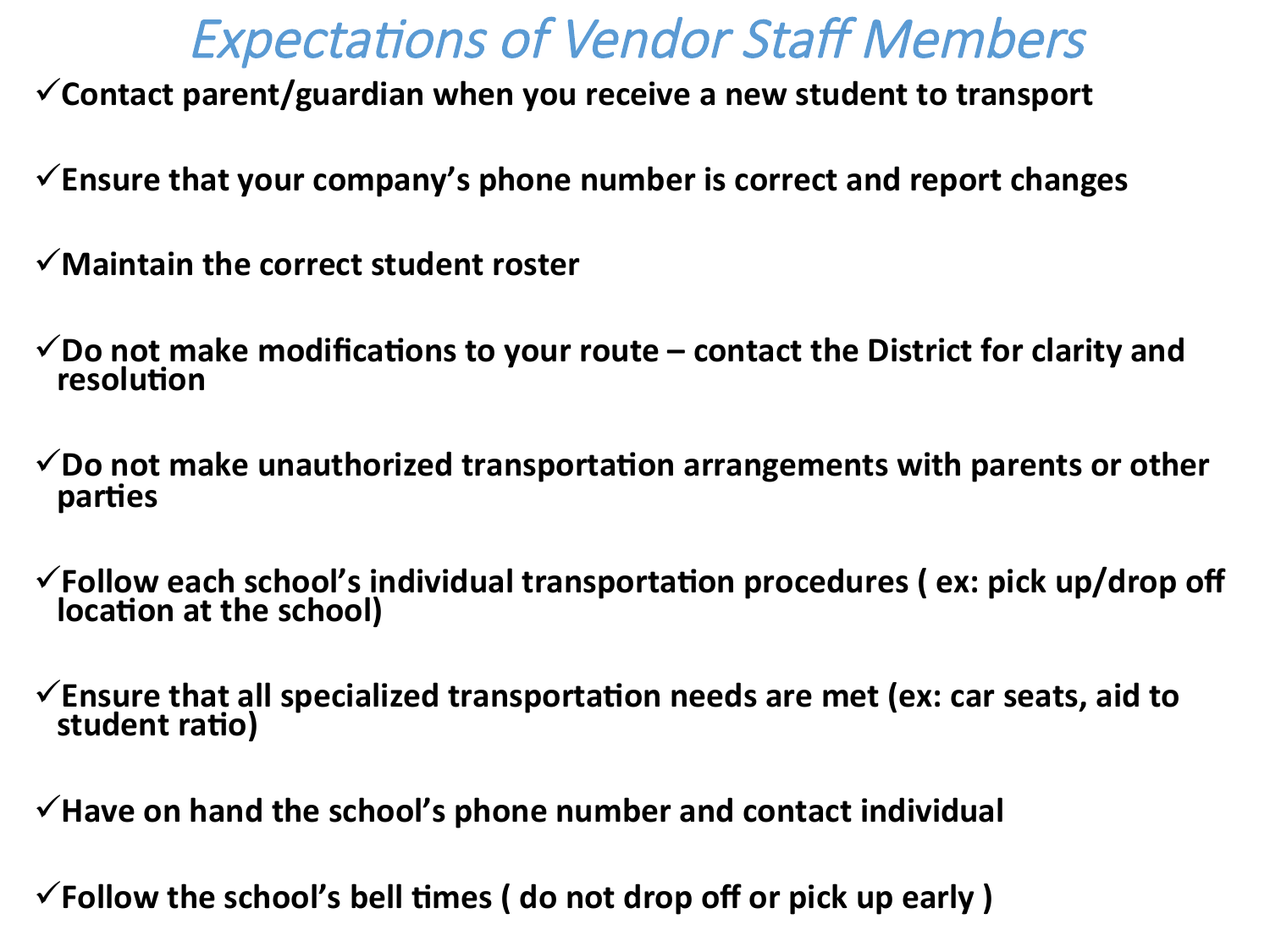# *Expectations of Vendor Staff Members*

- ✓ **Contact parent/guardian when you receive a new student to transport**
- ✓ **Ensure that your company's phone number is correct and report changes**
- ✓ **Maintain the correct student roster**
- ✓ **Do not make modifications to your route – contact the District for clarity and resolution**
- ✓ **Do not make unauthorized transportation arrangements with parents or other parties**
- ✓ **Follow each school's individual transportation procedures ( ex: pick up/drop off location at the school)**
- ✓ **Ensure that all specialized transportation needs are met (ex: car seats, aid to student ratio)**
- ✓ **Have on hand the school's phone number and contact individual**
- ✓ **Follow the school's bell times ( do not drop off or pick up early )**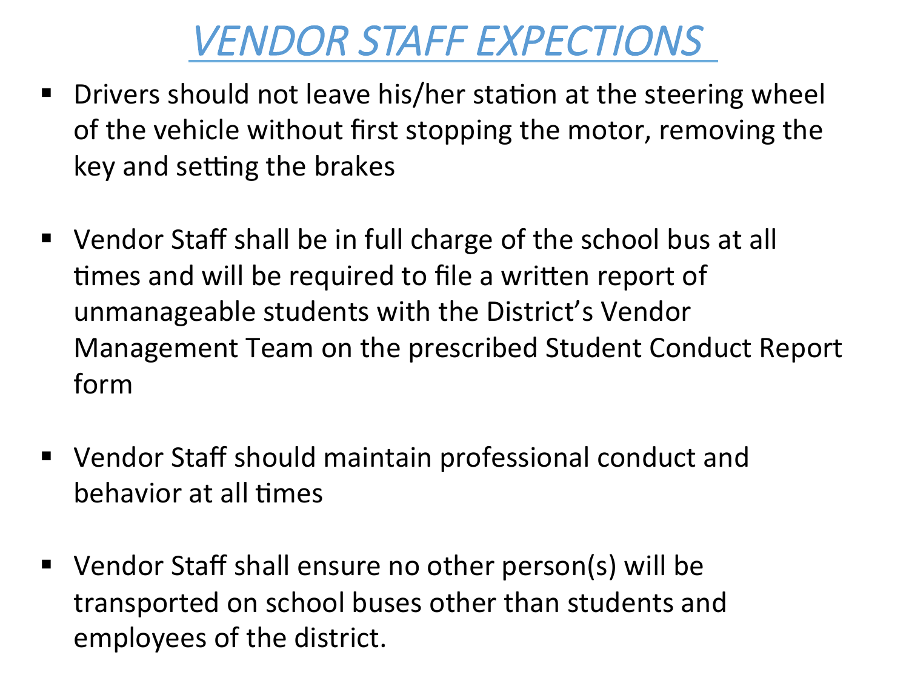# *VENDOR STAFF EXPECTIONS*

- Drivers should not leave his/her station at the steering wheel of the vehicle without first stopping the motor, removing the key and setting the brakes

- Vendor Staff shall be in full charge of the school bus at all times and will be required to file a written report of unmanageable students with the District's Vendor Management Team on the prescribed Student Conduct Report form

- Vendor Staff should maintain professional conduct and behavior at all times

- Vendor Staff shall ensure no other person(s) will be transported on school buses other than students and employees of the district.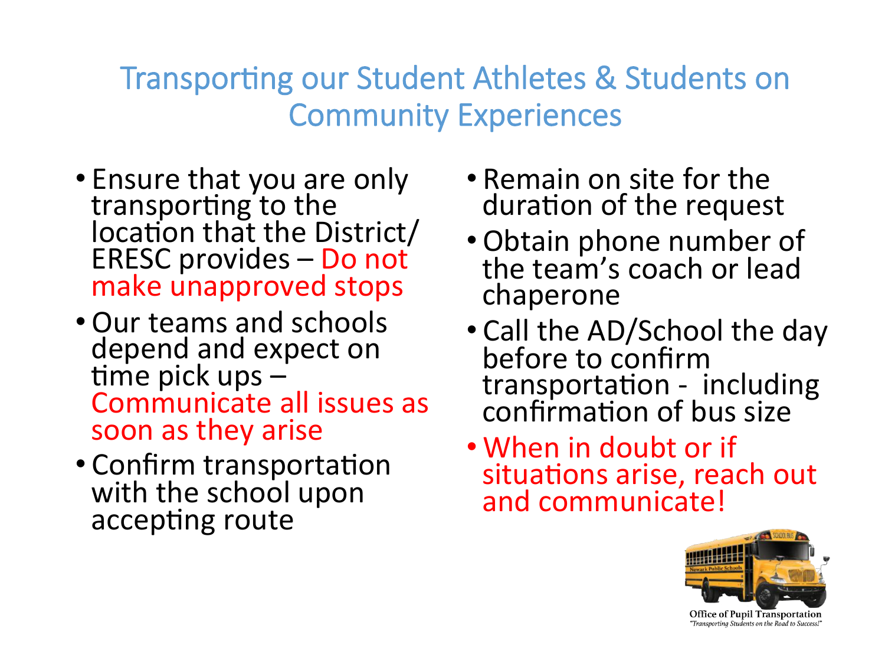# Transporting our Student Athletes & Students on Community Experiences

- Ensure that you are only transporting to the location that the District/ERESC provides – Do not make unapproved stops
- Our teams and schools depend and expect on time pick ups – Communicate all issues as soon as they arise
- Confirm transportation with the school upon accepting route
- Remain on site for the duration of the request
- Obtain phone number of the team's coach or lead chaperone
- Call the AD/School the day before to confirm transportation - including confirmation of bus size
- When in doubt or if situations arise, reach out and communicate!

Office of Pupil Transportation
*"Transporting Students on the Road to Success!"*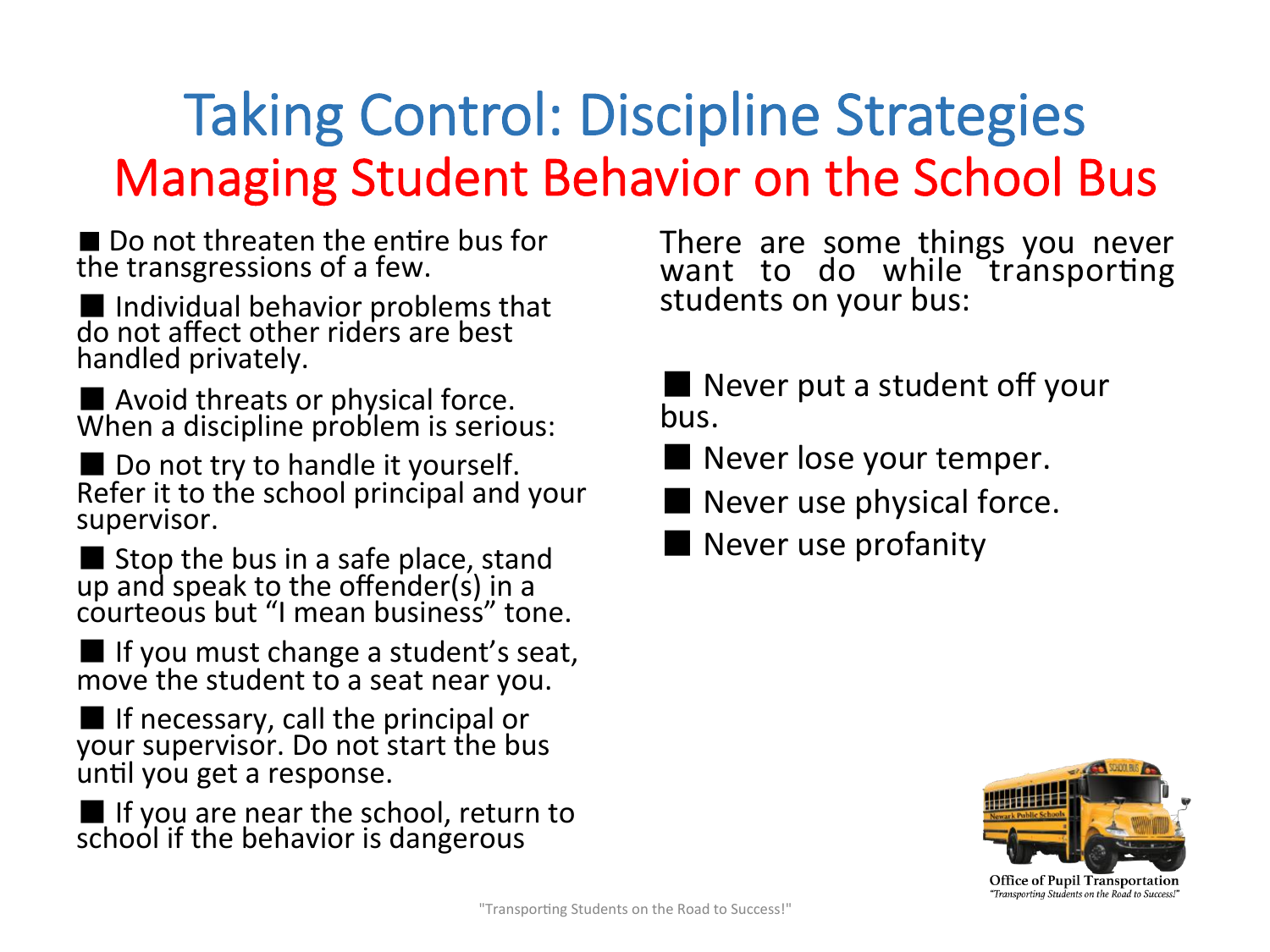# Taking Control: Discipline Strategies

## Managing Student Behavior on the School Bus

- Do not threaten the entire bus for the transgressions of a few.
- Individual behavior problems that do not affect other riders are best handled privately.
- Avoid threats or physical force.

When a discipline problem is serious:

- Do not try to handle it yourself. Refer it to the school principal and your supervisor.
- Stop the bus in a safe place, stand up and speak to the offender(s) in a courteous but "I mean business" tone.
- If you must change a student's seat, move the student to a seat near you.
- If necessary, call the principal or your supervisor. Do not start the bus until you get a response.
- If you are near the school, return to school if the behavior is dangerous

There are some things you never want to do while transporting students on your bus:

- Never put a student off your bus.
- Never lose your temper.
- Never use physical force.
- Never use profanity

Office of Pupil Transportation
*"Transporting Students on the Road to Success!"*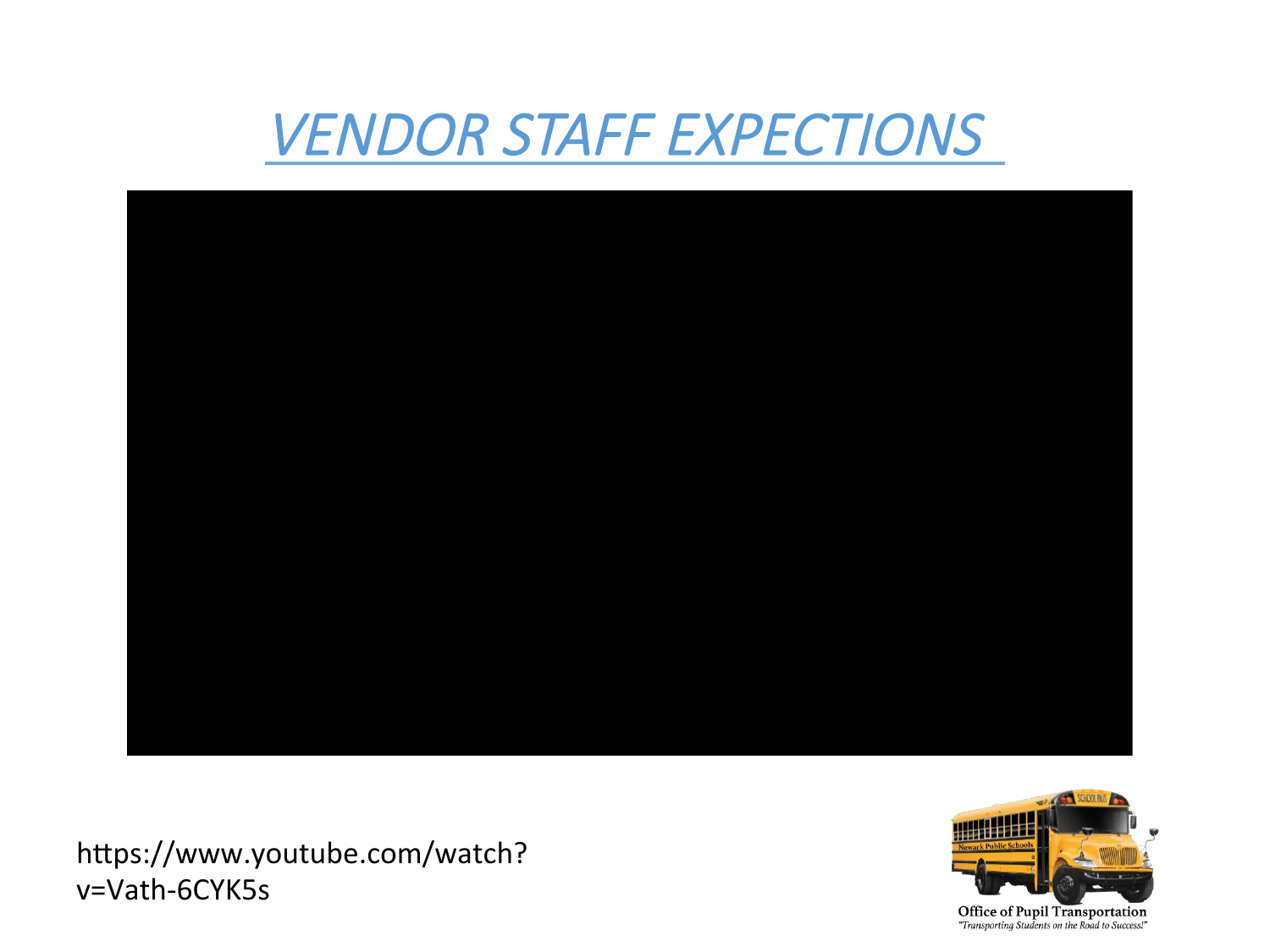# *VENDOR STAFF EXPECTIONS*

https://www.youtube.com/watch?v=Vath-6CYK5s

Office of Pupil Transportation
"Transporting Students on the Road to Success!"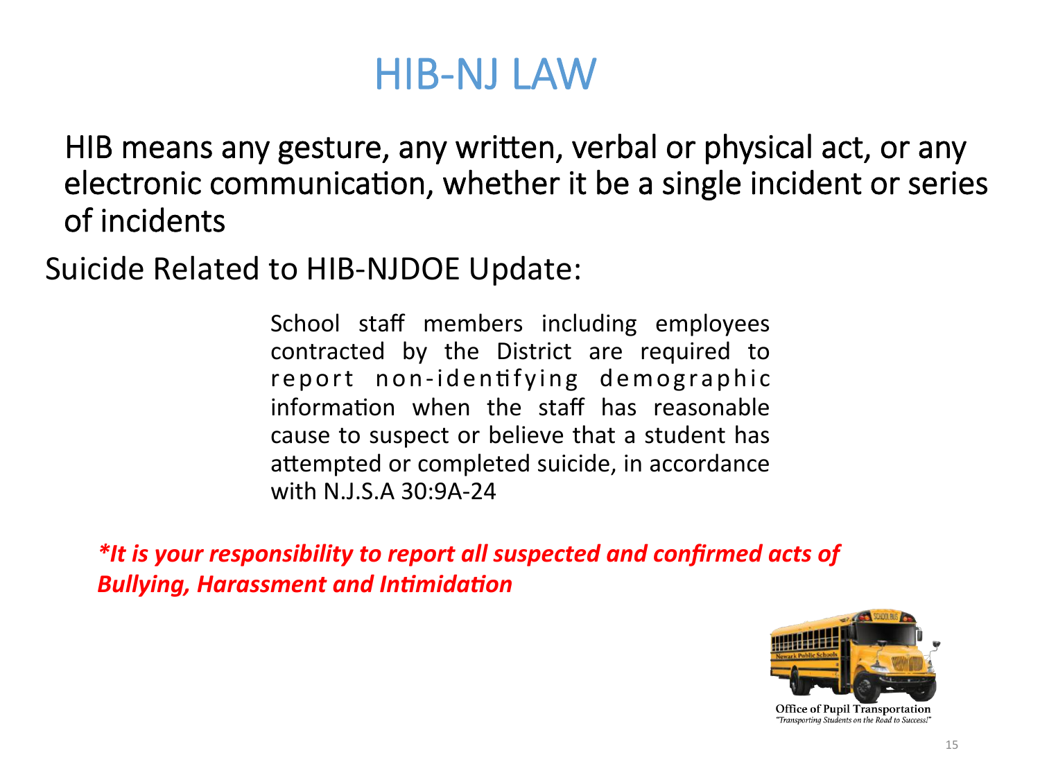# HIB-NJ LAW

HIB means any gesture, any written, verbal or physical act, or any electronic communication, whether it be a single incident or series of incidents

Suicide Related to HIB-NJDOE Update:

School staff members including employees contracted by the District are required to report non-identifying demographic information when the staff has reasonable cause to suspect or believe that a student has attempted or completed suicide, in accordance with N.J.S.A 30:9A-24

***It is your responsibility to report all suspected and confirmed acts of Bullying, Harassment and Intimidation**

Office of Pupil Transportation
*"Transporting Students on the Road to Success!"*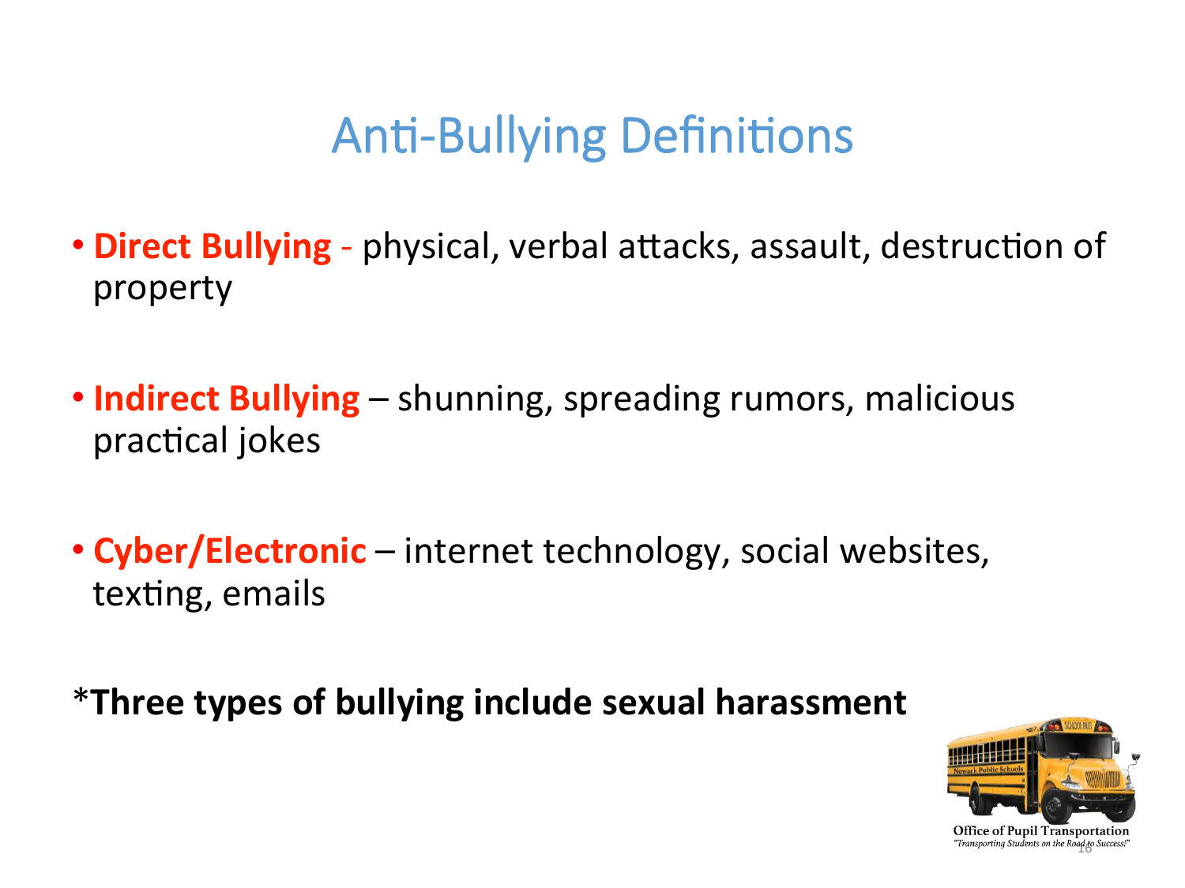# Anti-Bullying Definitions

- **Direct Bullying** - physical, verbal attacks, assault, destruction of property
- **Indirect Bullying** – shunning, spreading rumors, malicious practical jokes
- **Cyber/Electronic** – internet technology, social websites, texting, emails

***Three types of bullying include sexual harassment**

Office of Pupil Transportation
*"Transporting Students on the Road to Success!"*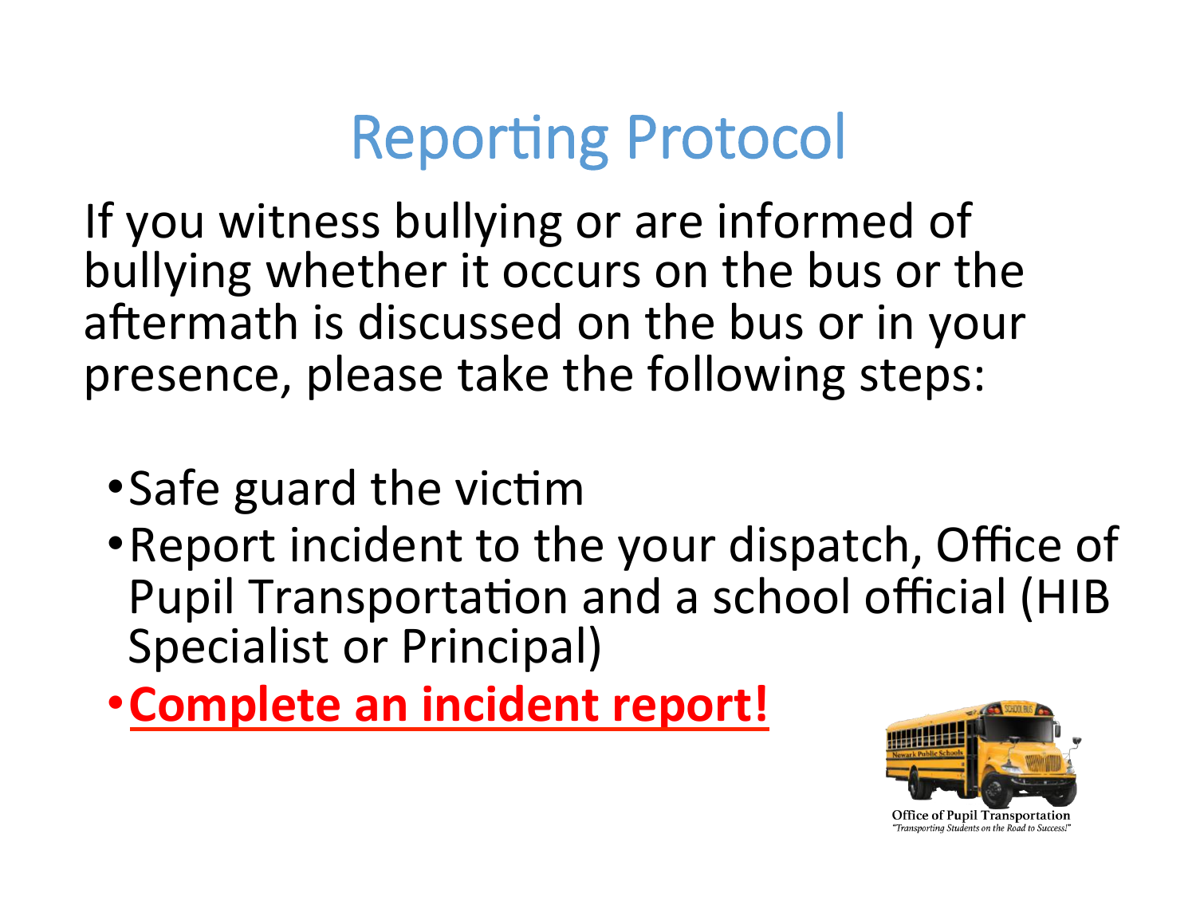# Reporting Protocol

If you witness bullying or are informed of bullying whether it occurs on the bus or the aftermath is discussed on the bus or in your presence, please take the following steps:

- Safe guard the victim
- Report incident to the your dispatch, Office of Pupil Transportation and a school official (HIB Specialist or Principal)
- **Complete an incident report!**

Office of Pupil Transportation
*"Transporting Students on the Road to Success!"*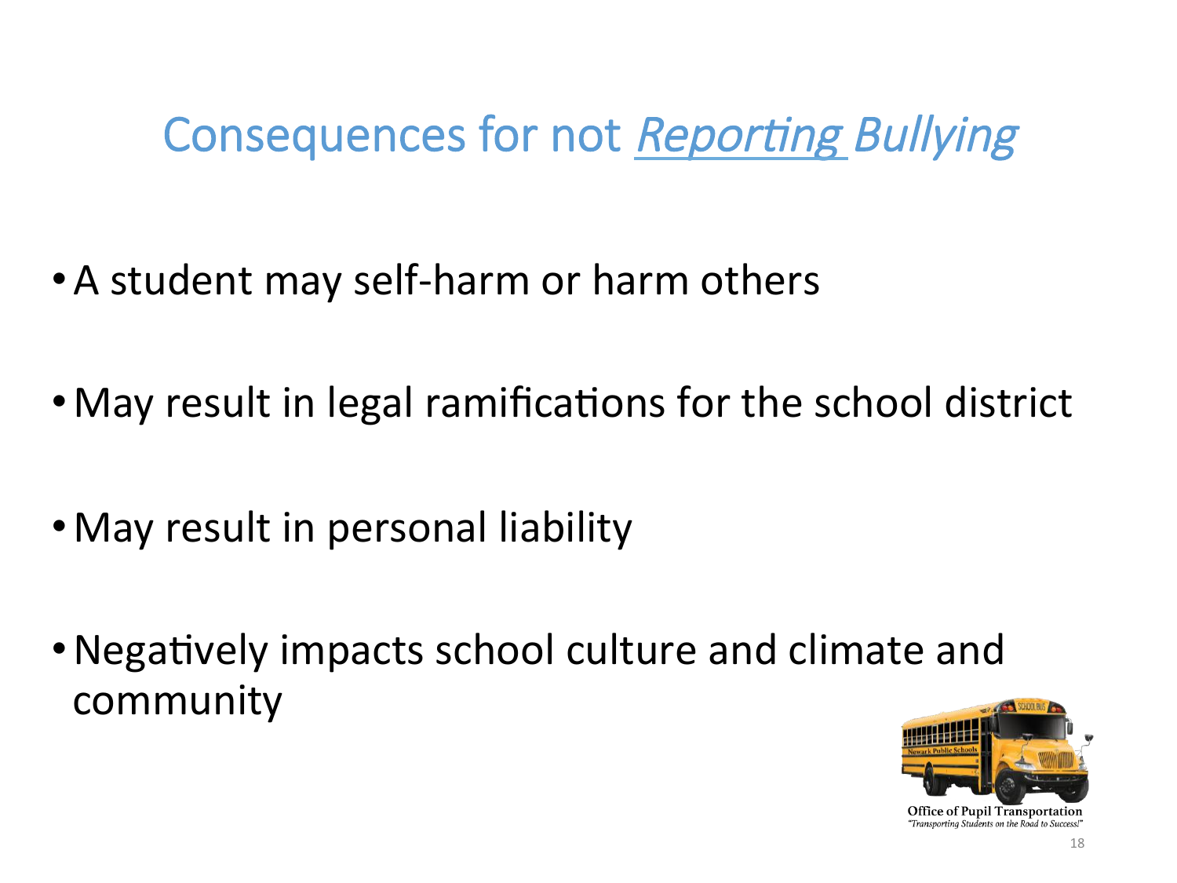# Consequences for not *Reporting Bullying*

- A student may self-harm or harm others
- May result in legal ramifications for the school district
- May result in personal liability
- Negatively impacts school culture and climate and community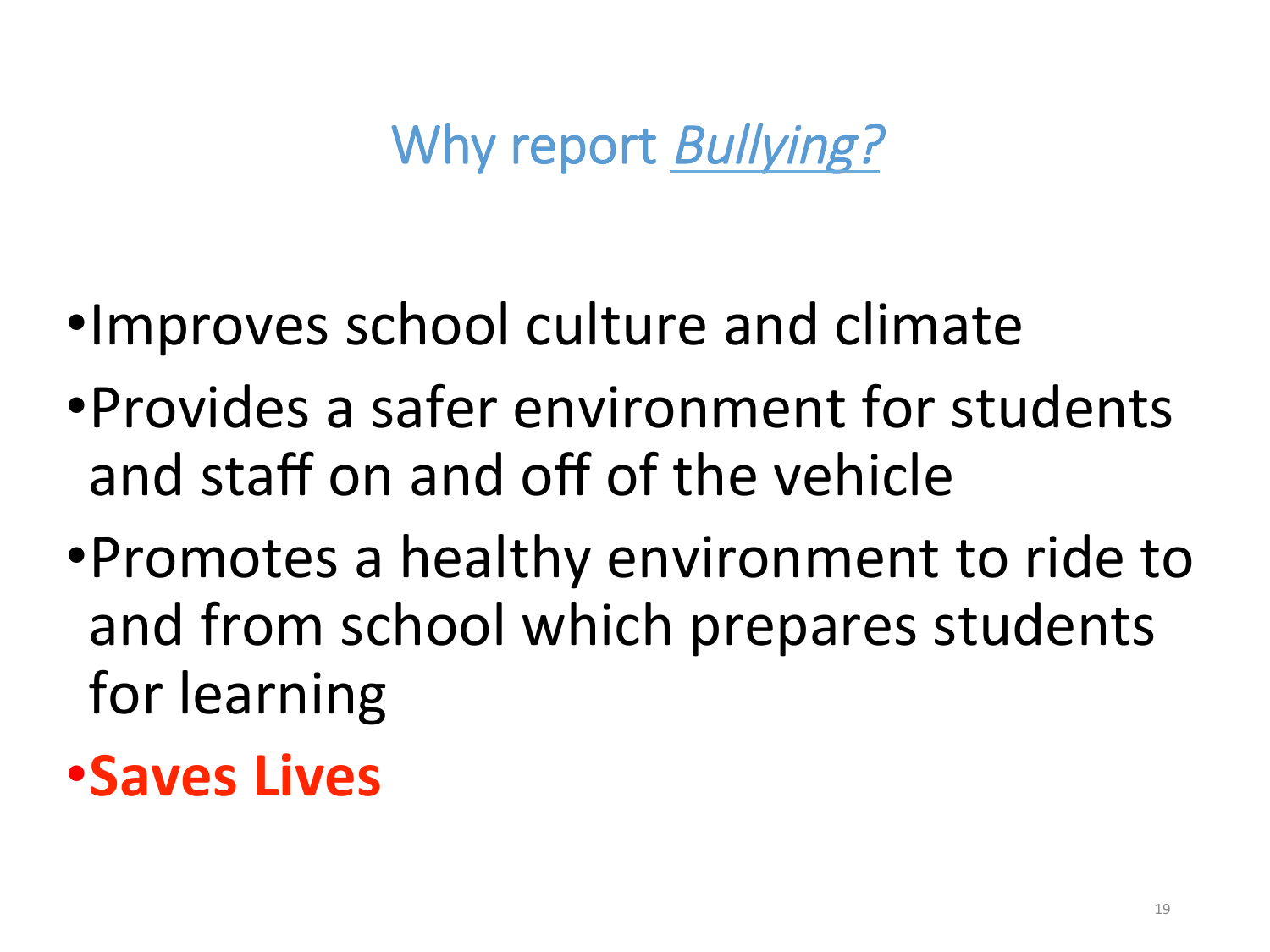# Why report *Bullying?*

- Improves school culture and climate
- Provides a safer environment for students and staff on and off of the vehicle
- Promotes a healthy environment to ride to and from school which prepares students for learning
- **Saves Lives**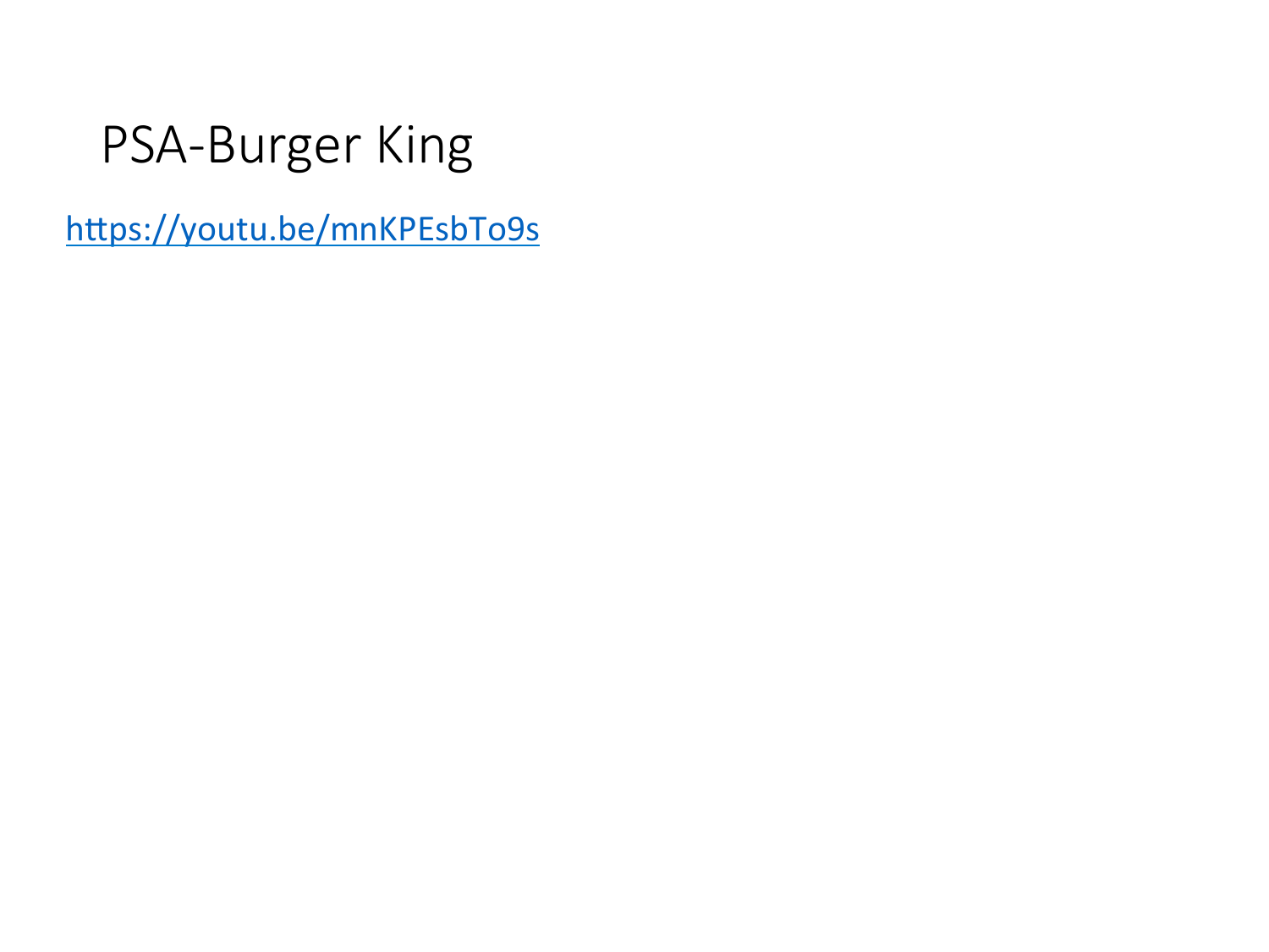# PSA-Burger King

https://youtu.be/mnKPEsbTo9s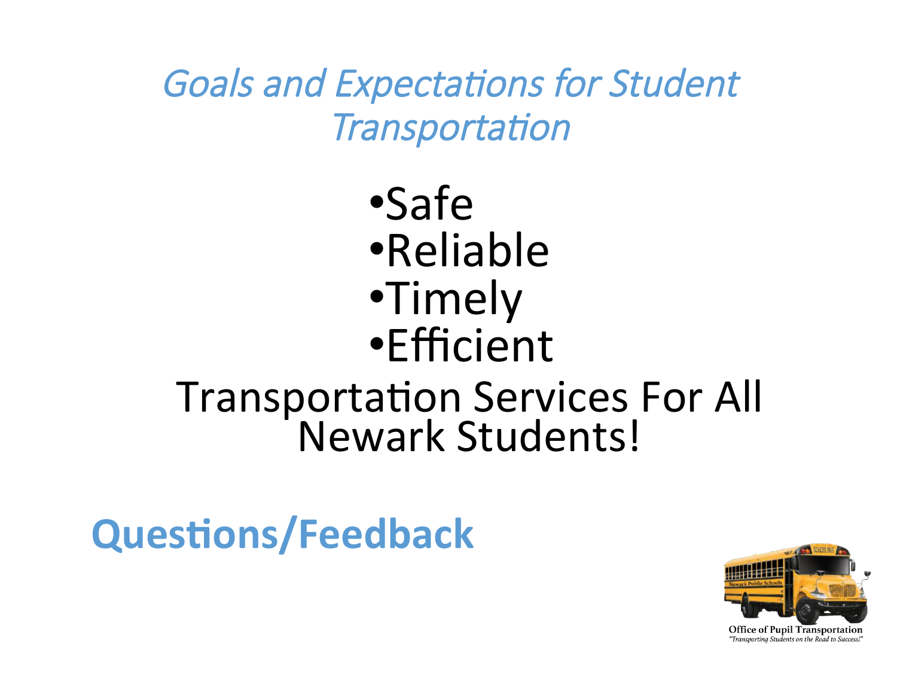# *Goals and Expectations for Student Transportation*

- Safe
- Reliable
- Timely
- Efficient

Transportation Services For All Newark Students!

**Questions/Feedback**

Office of Pupil Transportation
*"Transporting Students on the Road to Success!"*